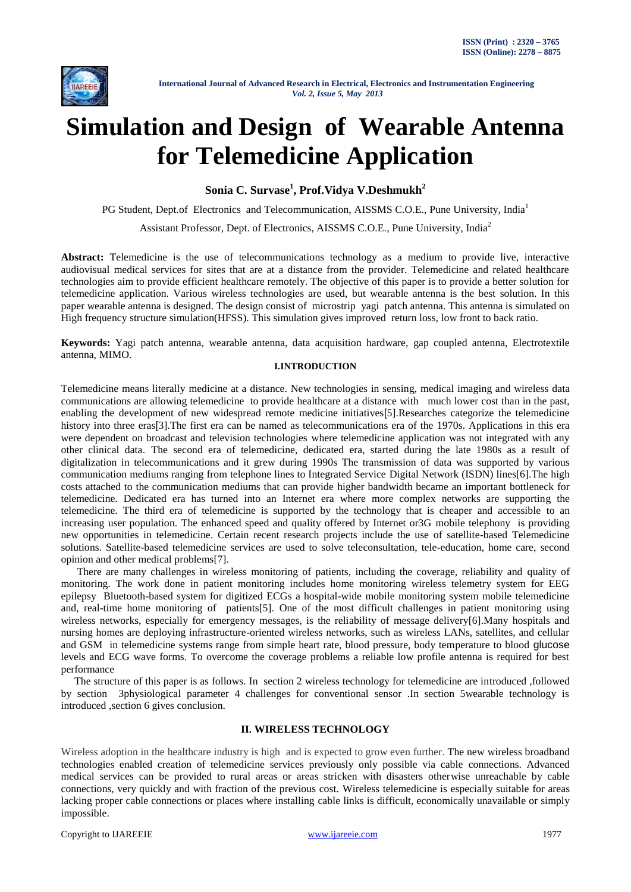# Simulation and Design of Wearable Antenna for Telemedicine Application

**Sonia C. Survase[1], Prof.Vidya V.Deshmukh[2]**

PG Student, Dept.of Electronics and Telecommunication, AISSMS C.O.E., Pune University, India[1]

Assistant Professor, Dept. of Electronics, AISSMS C.O.E., Pune University, India[2]

**Abstract:** Telemedicine is the use of telecommunications technology as a medium to provide live, interactive audiovisual medical services for sites that are at a distance from the provider. Telemedicine and related healthcare technologies aim to provide efficient healthcare remotely. The objective of this paper is to provide a better solution for telemedicine application. Various wireless technologies are used, but wearable antenna is the best solution. In this paper wearable antenna is designed. The design consist of microstrip yagi patch antenna. This antenna is simulated on High frequency structure simulation(HFSS). This simulation gives improved return loss, low front to back ratio.

**Keywords:** Yagi patch antenna, wearable antenna, data acquisition hardware, gap coupled antenna, Electrotextile antenna, MIMO.

## I.INTRODUCTION

Telemedicine means literally medicine at a distance. New technologies in sensing, medical imaging and wireless data communications are allowing telemedicine to provide healthcare at a distance with much lower cost than in the past, enabling the development of new widespread remote medicine initiatives[5].Researches categorize the telemedicine history into three eras[3].The first era can be named as telecommunications era of the 1970s. Applications in this era were dependent on broadcast and television technologies where telemedicine application was not integrated with any other clinical data. The second era of telemedicine, dedicated era, started during the late 1980s as a result of digitalization in telecommunications and it grew during 1990s The transmission of data was supported by various communication mediums ranging from telephone lines to Integrated Service Digital Network (ISDN) lines[6].The high costs attached to the communication mediums that can provide higher bandwidth became an important bottleneck for telemedicine. Dedicated era has turned into an Internet era where more complex networks are supporting the telemedicine. The third era of telemedicine is supported by the technology that is cheaper and accessible to an increasing user population. The enhanced speed and quality offered by Internet or3G mobile telephony is providing new opportunities in telemedicine. Certain recent research projects include the use of satellite-based Telemedicine solutions. Satellite-based telemedicine services are used to solve teleconsultation, tele-education, home care, second opinion and other medical problems[7].

There are many challenges in wireless monitoring of patients, including the coverage, reliability and quality of monitoring. The work done in patient monitoring includes home monitoring wireless telemetry system for EEG epilepsy Bluetooth-based system for digitized ECGs a hospital-wide mobile monitoring system mobile telemedicine and, real-time home monitoring of patients[5]. One of the most difficult challenges in patient monitoring using wireless networks, especially for emergency messages, is the reliability of message delivery[6].Many hospitals and nursing homes are deploying infrastructure-oriented wireless networks, such as wireless LANs, satellites, and cellular and GSM in telemedicine systems range from simple heart rate, blood pressure, body temperature to blood glucose levels and ECG wave forms. To overcome the coverage problems a reliable low profile antenna is required for best performance

The structure of this paper is as follows. In section 2 wireless technology for telemedicine are introduced ,followed by section 3physiological parameter 4 challenges for conventional sensor .In section 5wearable technology is introduced ,section 6 gives conclusion.

## II. WIRELESS TECHNOLOGY

Wireless adoption in the healthcare industry is high and is expected to grow even further. The new wireless broadband technologies enabled creation of telemedicine services previously only possible via cable connections. Advanced medical services can be provided to rural areas or areas stricken with disasters otherwise unreachable by cable connections, very quickly and with fraction of the previous cost. Wireless telemedicine is especially suitable for areas lacking proper cable connections or places where installing cable links is difficult, economically unavailable or simply impossible.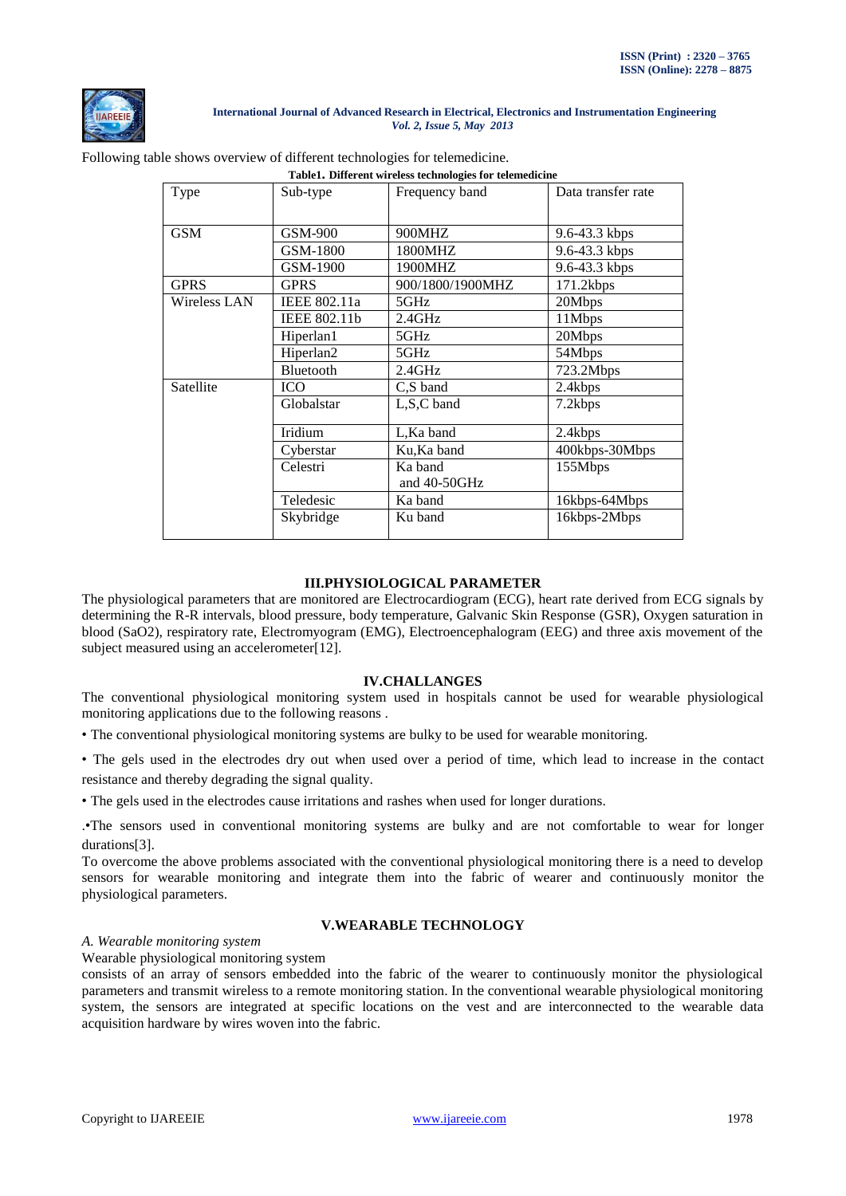Following table shows overview of different technologies for telemedicine.

**Table1. Different wireless technologies for telemedicine**

| Type | Sub-type | Frequency band | Data transfer rate |
|---|---|---|---|
| GSM | GSM-900 | 900MHZ | 9.6-43.3 kbps |
| | GSM-1800 | 1800MHZ | 9.6-43.3 kbps |
| | GSM-1900 | 1900MHZ | 9.6-43.3 kbps |
| GPRS | GPRS | 900/1800/1900MHZ | 171.2kbps |
| Wireless LAN | IEEE 802.11a | 5GHz | 20Mbps |
| | IEEE 802.11b | 2.4GHz | 11Mbps |
| | Hiperlan1 | 5GHz | 20Mbps |
| | Hiperlan2 | 5GHz | 54Mbps |
| | Bluetooth | 2.4GHz | 723.2Mbps |
| Satellite | ICO | C,S band | 2.4kbps |
| | Globalstar | L,S,C band | 7.2kbps |
| | Iridium | L,Ka band | 2.4kbps |
| | Cyberstar | Ku,Ka band | 400kbps-30Mbps |
| | Celestri | Ka band and 40-50GHz | 155Mbps |
| | Teledesic | Ka band | 16kbps-64Mbps |
| | Skybridge | Ku band | 16kbps-2Mbps |

## III.PHYSIOLOGICAL PARAMETER

The physiological parameters that are monitored are Electrocardiogram (ECG), heart rate derived from ECG signals by determining the R-R intervals, blood pressure, body temperature, Galvanic Skin Response (GSR), Oxygen saturation in blood (SaO2), respiratory rate, Electromyogram (EMG), Electroencephalogram (EEG) and three axis movement of the subject measured using an accelerometer[12].

## IV.CHALLANGES

The conventional physiological monitoring system used in hospitals cannot be used for wearable physiological monitoring applications due to the following reasons .

• The conventional physiological monitoring systems are bulky to be used for wearable monitoring.

• The gels used in the electrodes dry out when used over a period of time, which lead to increase in the contact resistance and thereby degrading the signal quality.

• The gels used in the electrodes cause irritations and rashes when used for longer durations.

.•The sensors used in conventional monitoring systems are bulky and are not comfortable to wear for longer durations[3].

To overcome the above problems associated with the conventional physiological monitoring there is a need to develop sensors for wearable monitoring and integrate them into the fabric of wearer and continuously monitor the physiological parameters.

## V.WEARABLE TECHNOLOGY

*A. Wearable monitoring system*

Wearable physiological monitoring system

consists of an array of sensors embedded into the fabric of the wearer to continuously monitor the physiological parameters and transmit wireless to a remote monitoring station. In the conventional wearable physiological monitoring system, the sensors are integrated at specific locations on the vest and are interconnected to the wearable data acquisition hardware by wires woven into the fabric.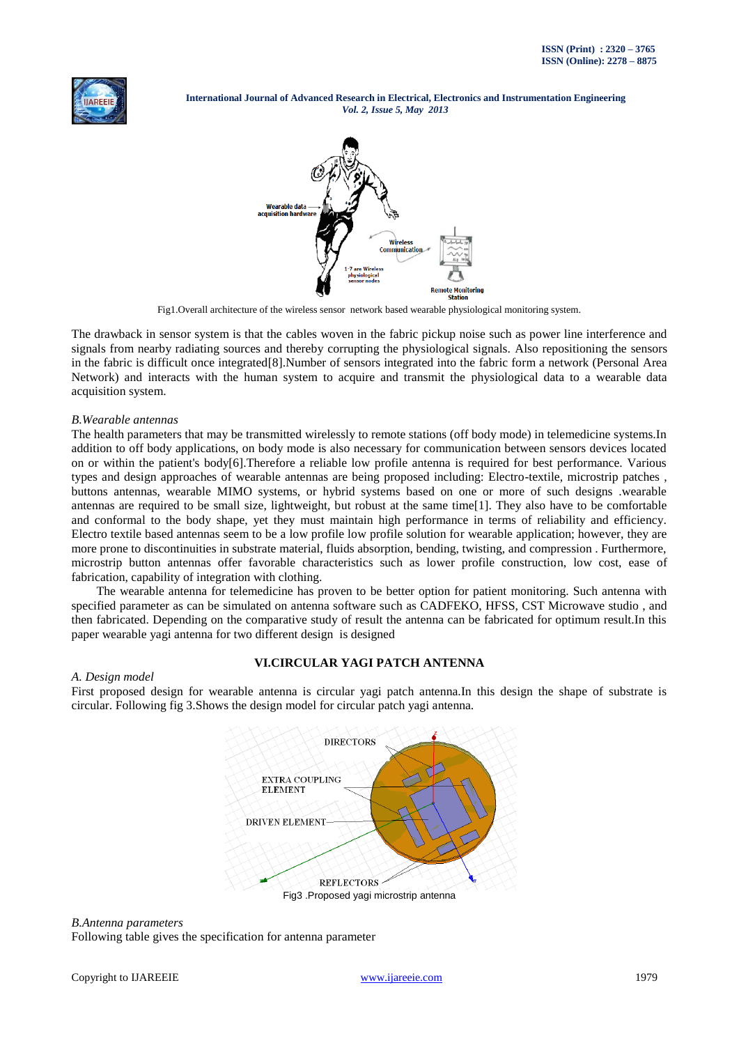Fig1.Overall architecture of the wireless sensor network based wearable physiological monitoring system.

The drawback in sensor system is that the cables woven in the fabric pickup noise such as power line interference and signals from nearby radiating sources and thereby corrupting the physiological signals. Also repositioning the sensors in the fabric is difficult once integrated[8].Number of sensors integrated into the fabric form a network (Personal Area Network) and interacts with the human system to acquire and transmit the physiological data to a wearable data acquisition system.

### *B.Wearable antennas*

The health parameters that may be transmitted wirelessly to remote stations (off body mode) in telemedicine systems.In addition to off body applications, on body mode is also necessary for communication between sensors devices located on or within the patient's body[6].Therefore a reliable low profile antenna is required for best performance. Various types and design approaches of wearable antennas are being proposed including: Electro-textile, microstrip patches , buttons antennas, wearable MIMO systems, or hybrid systems based on one or more of such designs .wearable antennas are required to be small size, lightweight, but robust at the same time[1]. They also have to be comfortable and conformal to the body shape, yet they must maintain high performance in terms of reliability and efficiency. Electro textile based antennas seem to be a low profile low profile solution for wearable application; however, they are more prone to discontinuities in substrate material, fluids absorption, bending, twisting, and compression . Furthermore, microstrip button antennas offer favorable characteristics such as lower profile construction, low cost, ease of fabrication, capability of integration with clothing.

The wearable antenna for telemedicine has proven to be better option for patient monitoring. Such antenna with specified parameter as can be simulated on antenna software such as CADFEKO, HFSS, CST Microwave studio , and then fabricated. Depending on the comparative study of result the antenna can be fabricated for optimum result.In this paper wearable yagi antenna for two different design is designed

## VI.CIRCULAR YAGI PATCH ANTENNA

### *A. Design model*

First proposed design for wearable antenna is circular yagi patch antenna.In this design the shape of substrate is circular. Following fig 3.Shows the design model for circular patch yagi antenna.

Fig3 .Proposed yagi microstrip antenna

### *B.Antenna parameters*

Following table gives the specification for antenna parameter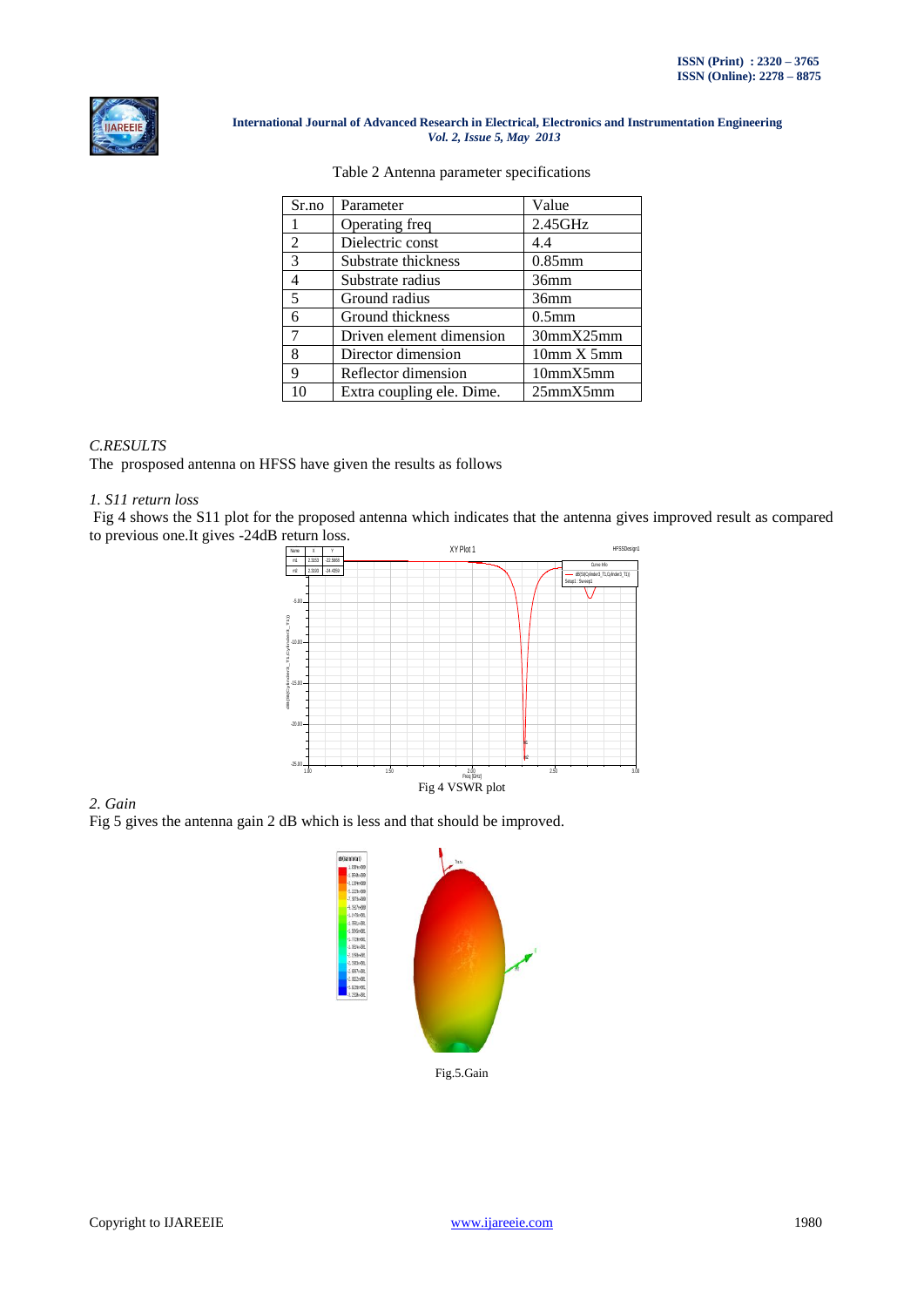Table 2 Antenna parameter specifications

| Sr.no | Parameter | Value |
|---|---|---|
| 1 | Operating freq | 2.45GHz |
| 2 | Dielectric const | 4.4 |
| 3 | Substrate thickness | 0.85mm |
| 4 | Substrate radius | 36mm |
| 5 | Ground radius | 36mm |
| 6 | Ground thickness | 0.5mm |
| 7 | Driven element dimension | 30mmX25mm |
| 8 | Director dimension | 10mm X 5mm |
| 9 | Reflector dimension | 10mmX5mm |
| 10 | Extra coupling ele. Dime. | 25mmX5mm |

*C.RESULTS*

The prosposed antenna on HFSS have given the results as follows

*1. S11 return loss*

Fig 4 shows the S11 plot for the proposed antenna which indicates that the antenna gives improved result as compared to previous one.It gives -24dB return loss.

Fig 4 VSWR plot

*2. Gain*

Fig 5 gives the antenna gain 2 dB which is less and that should be improved.

Fig.5.Gain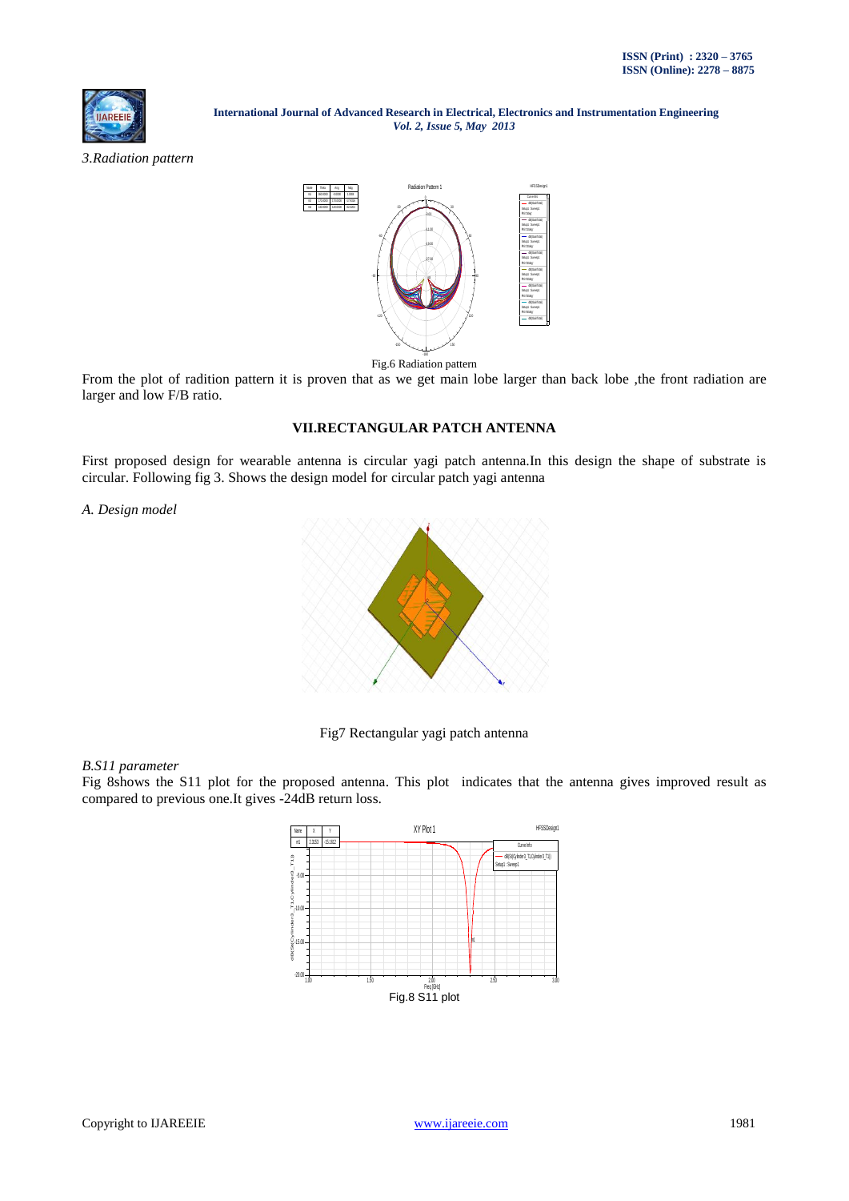*3.Radiation pattern*

Fig.6 Radiation pattern

From the plot of radition pattern it is proven that as we get main lobe larger than back lobe ,the front radiation are larger and low F/B ratio.

## VII.RECTANGULAR PATCH ANTENNA

First proposed design for wearable antenna is circular yagi patch antenna.In this design the shape of substrate is circular. Following fig 3. Shows the design model for circular patch yagi antenna

*A. Design model*

Fig7 Rectangular yagi patch antenna

*B.S11 parameter*

Fig 8shows the S11 plot for the proposed antenna. This plot indicates that the antenna gives improved result as compared to previous one.It gives -24dB return loss.

Fig.8 S11 plot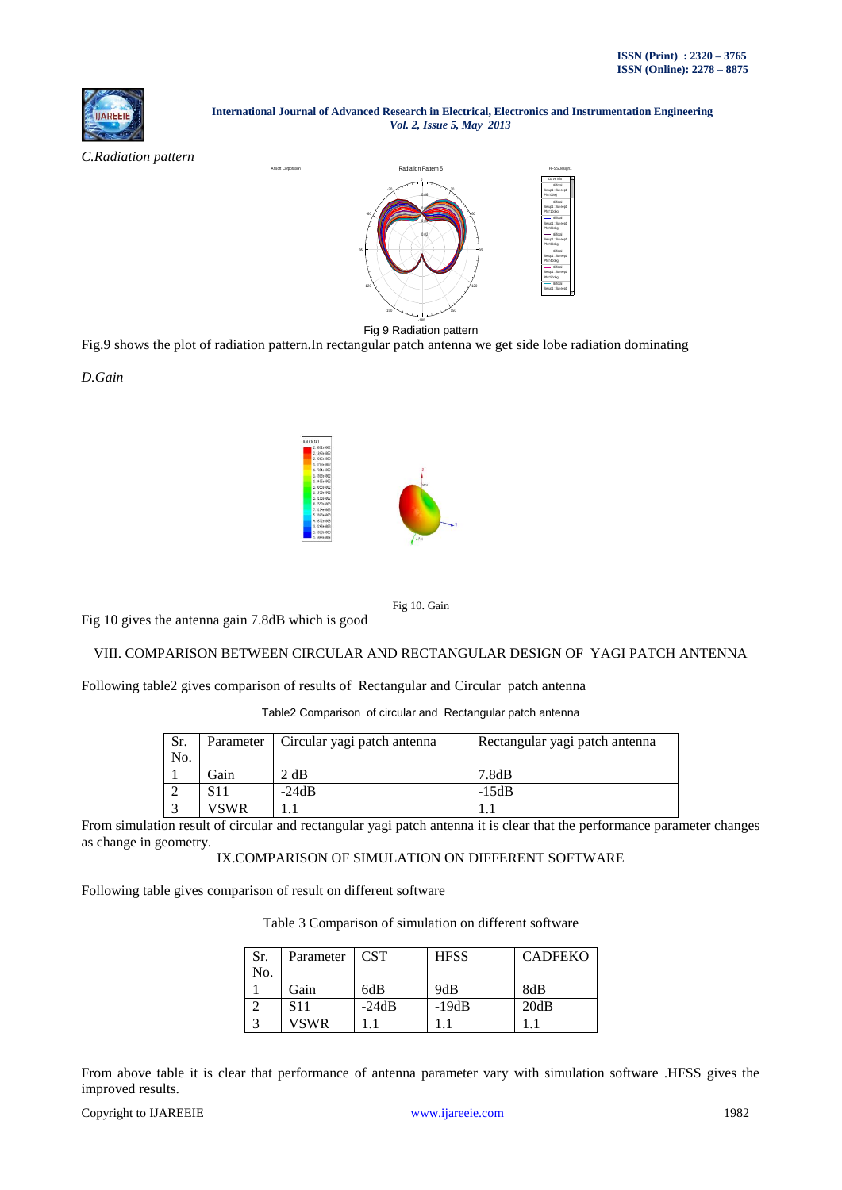*C.Radiation pattern*

Fig 9 Radiation pattern

Fig.9 shows the plot of radiation pattern.In rectangular patch antenna we get side lobe radiation dominating

*D.Gain*

Fig 10. Gain

Fig 10 gives the antenna gain 7.8dB which is good

## VIII. COMPARISON BETWEEN CIRCULAR AND RECTANGULAR DESIGN OF YAGI PATCH ANTENNA

Following table2 gives comparison of results of Rectangular and Circular patch antenna

Table2 Comparison of circular and Rectangular patch antenna

| Sr. No. | Parameter | Circular yagi patch antenna | Rectangular yagi patch antenna |
|---|---|---|---|
| 1 | Gain | 2 dB | 7.8dB |
| 2 | S11 | -24dB | -15dB |
| 3 | VSWR | 1.1 | 1.1 |

From simulation result of circular and rectangular yagi patch antenna it is clear that the performance parameter changes as change in geometry.

## IX.COMPARISON OF SIMULATION ON DIFFERENT SOFTWARE

Following table gives comparison of result on different software

Table 3 Comparison of simulation on different software

| Sr. No. | Parameter | CST | HFSS | CADFEKO |
|---|---|---|---|---|
| 1 | Gain | 6dB | 9dB | 8dB |
| 2 | S11 | -24dB | -19dB | 20dB |
| 3 | VSWR | 1.1 | 1.1 | 1.1 |

From above table it is clear that performance of antenna parameter vary with simulation software .HFSS gives the improved results.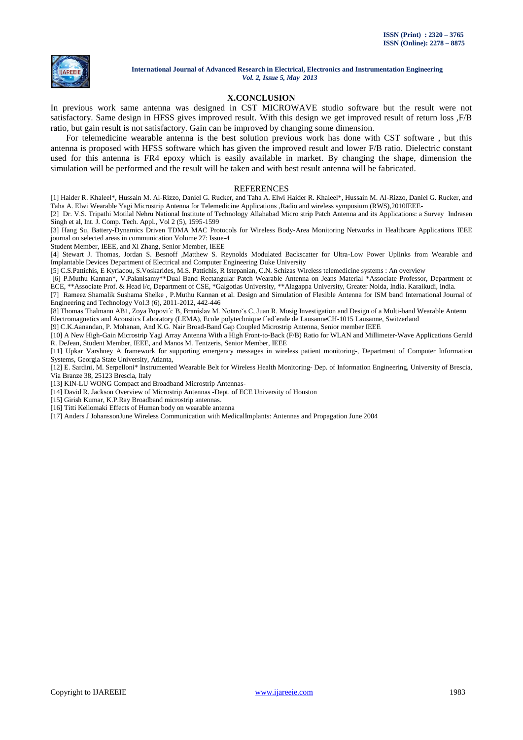## X.CONCLUSION

In previous work same antenna was designed in CST MICROWAVE studio software but the result were not satisfactory. Same design in HFSS gives improved result. With this design we get improved result of return loss ,F/B ratio, but gain result is not satisfactory. Gain can be improved by changing some dimension.

For telemedicine wearable antenna is the best solution previous work has done with CST software , but this antenna is proposed with HFSS software which has given the improved result and lower F/B ratio. Dielectric constant used for this antenna is FR4 epoxy which is easily available in market. By changing the shape, dimension the simulation will be performed and the result will be taken and with best result antenna will be fabricated.

## REFERENCES

[1] Haider R. Khaleel*, Hussain M. Al-Rizzo, Daniel G. Rucker, and Taha A. Elwi Haider R. Khaleel*, Hussain M. Al-Rizzo, Daniel G. Rucker, and Taha A. Elwi Wearable Yagi Microstrip Antenna for Telemedicine Applications ,Radio and wireless symposium (RWS),2010IEEE-

[2] Dr. V.S. Tripathi Motilal Nehru National Institute of Technology Allahabad Micro strip Patch Antenna and its Applications: a Survey Indrasen Singh et al, Int. J. Comp. Tech. Appl., Vol 2 (5), 1595-1599

[3] Hang Su, Battery-Dynamics Driven TDMA MAC Protocols for Wireless Body-Area Monitoring Networks in Healthcare Applications IEEE journal on selected areas in communication Volume 27: Issue-4
Student Member, IEEE, and Xi Zhang, Senior Member, IEEE

[4] Stewart J. Thomas, Jordan S. Besnoff ,Matthew S. Reynolds Modulated Backscatter for Ultra-Low Power Uplinks from Wearable and Implantable Devices Department of Electrical and Computer Engineering Duke University

[5] C.S.Pattichis, E Kyriacou, S.Voskarides, M.S. Pattichis, R Istepanian, C.N. Schizas Wireless telemedicine systems : An overview

[6] P.Muthu Kannan*, V.Palanisamy**Dual Band Rectangular Patch Wearable Antenna on Jeans Material *Associate Professor, Department of ECE, **Associate Prof. & Head i/c, Department of CSE, *Galgotias University, **Alagappa University, Greater Noida, India. Karaikudi, India.

[7] Rameez Shamalik Sushama Shelke , P.Muthu Kannan et al. Design and Simulation of Flexible Antenna for ISM band International Journal of Engineering and Technology Vol.3 (6), 2011-2012, 442-446

[8] Thomas Thalmann AB1, Zoya Popovi´c B, Branislav M. Notaroˇs C, Juan R. Mosig Investigation and Design of a Multi-band Wearable Antenn Electromagnetics and Acoustics Laboratory (LEMA), Ecole polytechnique f´ed´erale de LausanneCH-1015 Lausanne, Switzerland

[9] C.K.Aanandan, P. Mohanan, And K.G. Nair Broad-Band Gap Coupled Microstrip Antenna, Senior member IEEE

[10] A New High-Gain Microstrip Yagi Array Antenna With a High Front-to-Back (F/B) Ratio for WLAN and Millimeter-Wave Applications Gerald R. DeJean, Student Member, IEEE, and Manos M. Tentzeris, Senior Member, IEEE

[11] Upkar Varshney A framework for supporting emergency messages in wireless patient monitoring-, Department of Computer Information Systems, Georgia State University, Atlanta,

[12] E. Sardini, M. Serpelloni* Instrumented Wearable Belt for Wireless Health Monitoring- Dep. of Information Engineering, University of Brescia, Via Branze 38, 25123 Brescia, Italy

[13] KIN-LU WONG Compact and Broadband Microstrip Antennas-

[14] David R. Jackson Overview of Microstrip Antennas -Dept. of ECE University of Houston

[15] Girish Kumar, K.P.Ray Broadband microstrip antennas.

[16] Titti Kellomaki Effects of Human body on wearable antenna

[17] Anders J JohanssonJune Wireless Communication with MedicalImplants: Antennas and Propagation June 2004